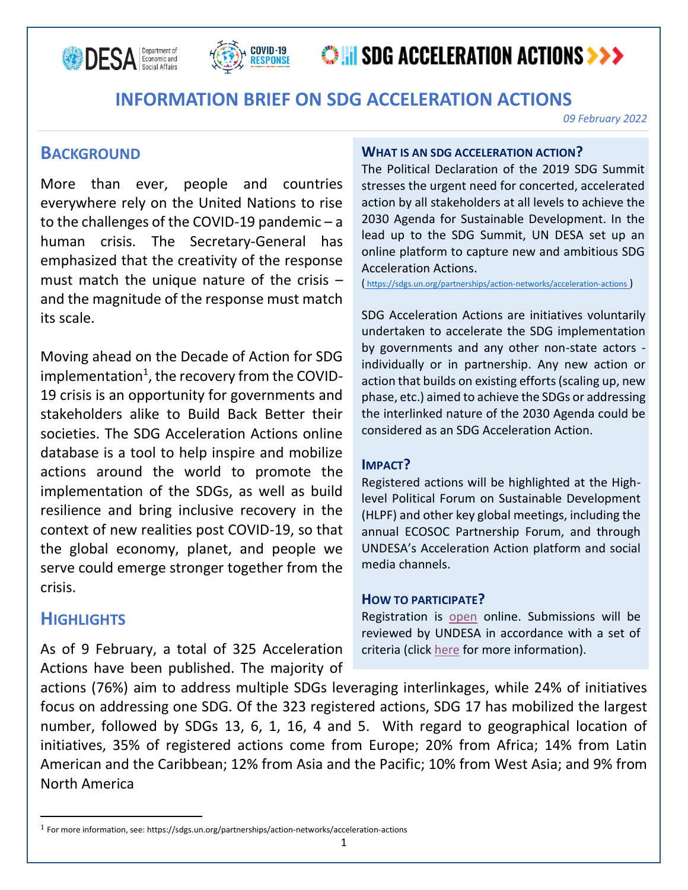# INFORMATION BRIEF ON SDG ACCELERATION ACTIONS

*09 February 2022*

## Background

More than ever, people and countries everywhere rely on the United Nations to rise to the challenges of the COVID-19 pandemic – a human crisis. The Secretary-General has emphasized that the creativity of the response must match the unique nature of the crisis – and the magnitude of the response must match its scale.

Moving ahead on the Decade of Action for SDG implementation[1], the recovery from the COVID-19 crisis is an opportunity for governments and stakeholders alike to Build Back Better their societies. The SDG Acceleration Actions online database is a tool to help inspire and mobilize actions around the world to promote the implementation of the SDGs, as well as build resilience and bring inclusive recovery in the context of new realities post COVID-19, so that the global economy, planet, and people we serve could emerge stronger together from the crisis.

### What is an SDG Acceleration Action?

The Political Declaration of the 2019 SDG Summit stresses the urgent need for concerted, accelerated action by all stakeholders at all levels to achieve the 2030 Agenda for Sustainable Development. In the lead up to the SDG Summit, UN DESA set up an online platform to capture new and ambitious SDG Acceleration Actions.
( https://sdgs.un.org/partnerships/action-networks/acceleration-actions )

SDG Acceleration Actions are initiatives voluntarily undertaken to accelerate the SDG implementation by governments and any other non-state actors - individually or in partnership. Any new action or action that builds on existing efforts (scaling up, new phase, etc.) aimed to achieve the SDGs or addressing the interlinked nature of the 2030 Agenda could be considered as an SDG Acceleration Action.

### Impact?

Registered actions will be highlighted at the High-level Political Forum on Sustainable Development (HLPF) and other key global meetings, including the annual ECOSOC Partnership Forum, and through UNDESA's Acceleration Action platform and social media channels.

### How to participate?

Registration is open online. Submissions will be reviewed by UNDESA in accordance with a set of criteria (click here for more information).

## Highlights

As of 9 February, a total of 325 Acceleration Actions have been published. The majority of actions (76%) aim to address multiple SDGs leveraging interlinkages, while 24% of initiatives focus on addressing one SDG. Of the 323 registered actions, SDG 17 has mobilized the largest number, followed by SDGs 13, 6, 1, 16, 4 and 5. With regard to geographical location of initiatives, 35% of registered actions come from Europe; 20% from Africa; 14% from Latin American and the Caribbean; 12% from Asia and the Pacific; 10% from West Asia; and 9% from North America

---

[1] For more information, see: https://sdgs.un.org/partnerships/action-networks/acceleration-actions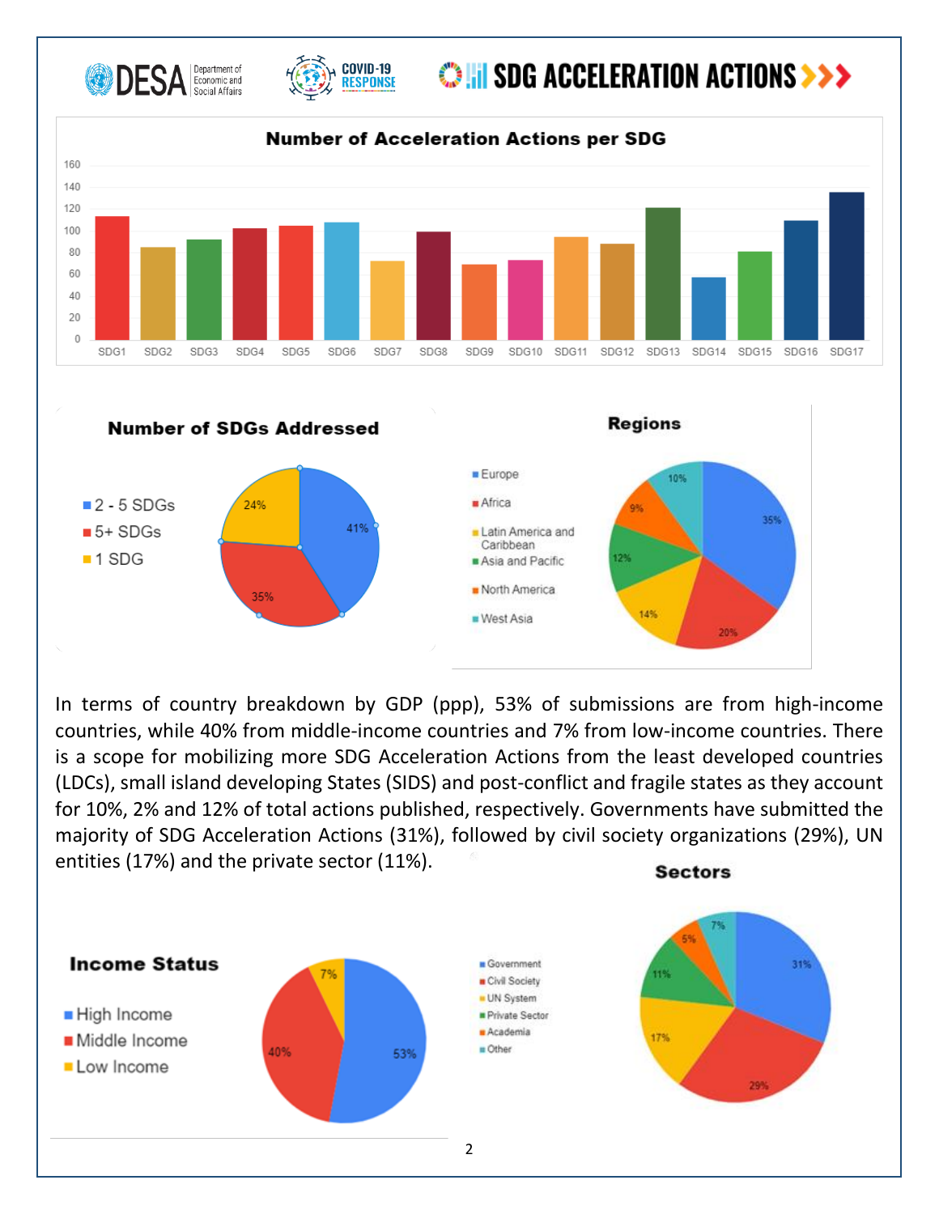**Number of Acceleration Actions per SDG**

**Number of SDGs Addressed**

- 2 - 5 SDGs: 41%
- 5+ SDGs: 35%
- 1 SDG: 24%

**Regions**

- Europe: 35%
- Africa: 20%
- Latin America and Caribbean: 14%
- Asia and Pacific: 12%
- North America: 9%
- West Asia: 10%

In terms of country breakdown by GDP (ppp), 53% of submissions are from high-income countries, while 40% from middle-income countries and 7% from low-income countries. There is a scope for mobilizing more SDG Acceleration Actions from the least developed countries (LDCs), small island developing States (SIDS) and post-conflict and fragile states as they account for 10%, 2% and 12% of total actions published, respectively. Governments have submitted the majority of SDG Acceleration Actions (31%), followed by civil society organizations (29%), UN entities (17%) and the private sector (11%).

**Income Status**

- High Income: 53%
- Middle Income: 40%
- Low Income: 7%

**Sectors**

- Government: 31%
- Civil Society: 29%
- UN System: 17%
- Private Sector: 11%
- Academia: 5%
- Other: 7%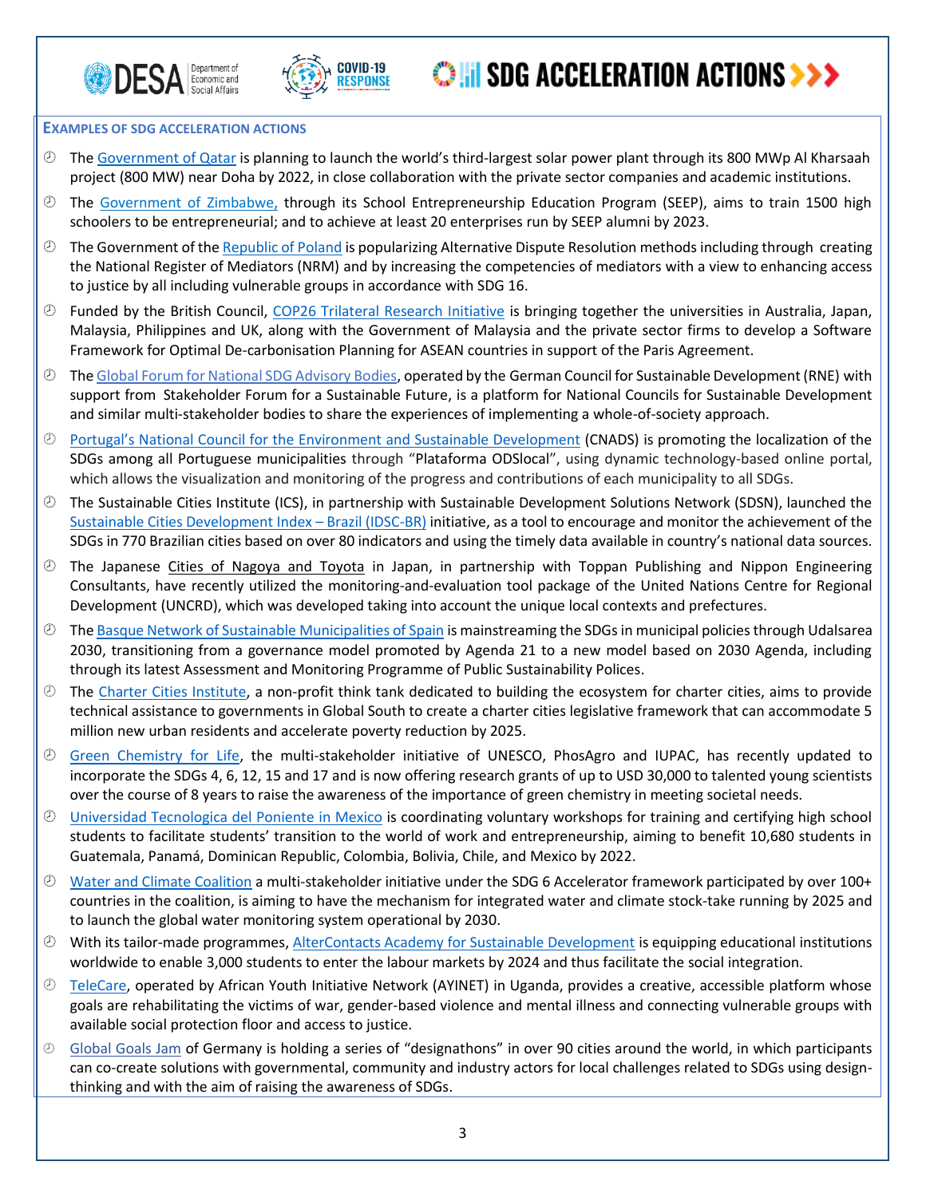### EXAMPLES OF SDG ACCELERATION ACTIONS

- The Government of Qatar is planning to launch the world's third-largest solar power plant through its 800 MWp Al Kharsaah project (800 MW) near Doha by 2022, in close collaboration with the private sector companies and academic institutions.
- The Government of Zimbabwe, through its School Entrepreneurship Education Program (SEEP), aims to train 1500 high schoolers to be entrepreneurial; and to achieve at least 20 enterprises run by SEEP alumni by 2023.
- The Government of the Republic of Poland is popularizing Alternative Dispute Resolution methods including through creating the National Register of Mediators (NRM) and by increasing the competencies of mediators with a view to enhancing access to justice by all including vulnerable groups in accordance with SDG 16.
- Funded by the British Council, COP26 Trilateral Research Initiative is bringing together the universities in Australia, Japan, Malaysia, Philippines and UK, along with the Government of Malaysia and the private sector firms to develop a Software Framework for Optimal De-carbonisation Planning for ASEAN countries in support of the Paris Agreement.
- The Global Forum for National SDG Advisory Bodies, operated by the German Council for Sustainable Development (RNE) with support from Stakeholder Forum for a Sustainable Future, is a platform for National Councils for Sustainable Development and similar multi-stakeholder bodies to share the experiences of implementing a whole-of-society approach.
- Portugal's National Council for the Environment and Sustainable Development (CNADS) is promoting the localization of the SDGs among all Portuguese municipalities through "Plataforma ODSlocal", using dynamic technology-based online portal, which allows the visualization and monitoring of the progress and contributions of each municipality to all SDGs.
- The Sustainable Cities Institute (ICS), in partnership with Sustainable Development Solutions Network (SDSN), launched the Sustainable Cities Development Index – Brazil (IDSC-BR) initiative, as a tool to encourage and monitor the achievement of the SDGs in 770 Brazilian cities based on over 80 indicators and using the timely data available in country's national data sources.
- The Japanese Cities of Nagoya and Toyota in Japan, in partnership with Toppan Publishing and Nippon Engineering Consultants, have recently utilized the monitoring-and-evaluation tool package of the United Nations Centre for Regional Development (UNCRD), which was developed taking into account the unique local contexts and prefectures.
- The Basque Network of Sustainable Municipalities of Spain is mainstreaming the SDGs in municipal policies through Udalsarea 2030, transitioning from a governance model promoted by Agenda 21 to a new model based on 2030 Agenda, including through its latest Assessment and Monitoring Programme of Public Sustainability Polices.
- The Charter Cities Institute, a non-profit think tank dedicated to building the ecosystem for charter cities, aims to provide technical assistance to governments in Global South to create a charter cities legislative framework that can accommodate 5 million new urban residents and accelerate poverty reduction by 2025.
- Green Chemistry for Life, the multi-stakeholder initiative of UNESCO, PhosAgro and IUPAC, has recently updated to incorporate the SDGs 4, 6, 12, 15 and 17 and is now offering research grants of up to USD 30,000 to talented young scientists over the course of 8 years to raise the awareness of the importance of green chemistry in meeting societal needs.
- Universidad Tecnologica del Poniente in Mexico is coordinating voluntary workshops for training and certifying high school students to facilitate students' transition to the world of work and entrepreneurship, aiming to benefit 10,680 students in Guatemala, Panamá, Dominican Republic, Colombia, Bolivia, Chile, and Mexico by 2022.
- Water and Climate Coalition a multi-stakeholder initiative under the SDG 6 Accelerator framework participated by over 100+ countries in the coalition, is aiming to have the mechanism for integrated water and climate stock-take running by 2025 and to launch the global water monitoring system operational by 2030.
- With its tailor-made programmes, AlterContacts Academy for Sustainable Development is equipping educational institutions worldwide to enable 3,000 students to enter the labour markets by 2024 and thus facilitate the social integration.
- TeleCare, operated by African Youth Initiative Network (AYINET) in Uganda, provides a creative, accessible platform whose goals are rehabilitating the victims of war, gender-based violence and mental illness and connecting vulnerable groups with available social protection floor and access to justice.
- Global Goals Jam of Germany is holding a series of "designathons" in over 90 cities around the world, in which participants can co-create solutions with governmental, community and industry actors for local challenges related to SDGs using design-thinking and with the aim of raising the awareness of SDGs.